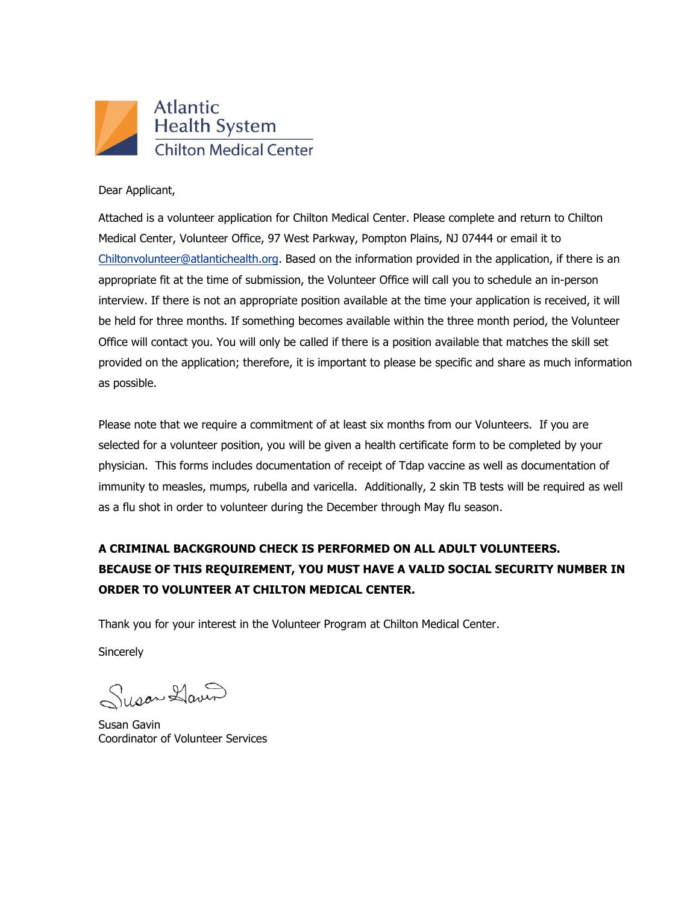Atlantic Health System

Chilton Medical Center

Dear Applicant,

Attached is a volunteer application for Chilton Medical Center. Please complete and return to Chilton Medical Center, Volunteer Office, 97 West Parkway, Pompton Plains, NJ 07444 or email it to Chiltonvolunteer@atlantichealth.org. Based on the information provided in the application, if there is an appropriate fit at the time of submission, the Volunteer Office will call you to schedule an in-person interview. If there is not an appropriate position available at the time your application is received, it will be held for three months. If something becomes available within the three month period, the Volunteer Office will contact you. You will only be called if there is a position available that matches the skill set provided on the application; therefore, it is important to please be specific and share as much information as possible.

Please note that we require a commitment of at least six months from our Volunteers. If you are selected for a volunteer position, you will be given a health certificate form to be completed by your physician. This forms includes documentation of receipt of Tdap vaccine as well as documentation of immunity to measles, mumps, rubella and varicella. Additionally, 2 skin TB tests will be required as well as a flu shot in order to volunteer during the December through May flu season.

**A CRIMINAL BACKGROUND CHECK IS PERFORMED ON ALL ADULT VOLUNTEERS. BECAUSE OF THIS REQUIREMENT, YOU MUST HAVE A VALID SOCIAL SECURITY NUMBER IN ORDER TO VOLUNTEER AT CHILTON MEDICAL CENTER.**

Thank you for your interest in the Volunteer Program at Chilton Medical Center.

Sincerely

Susan Gavin

Susan Gavin
Coordinator of Volunteer Services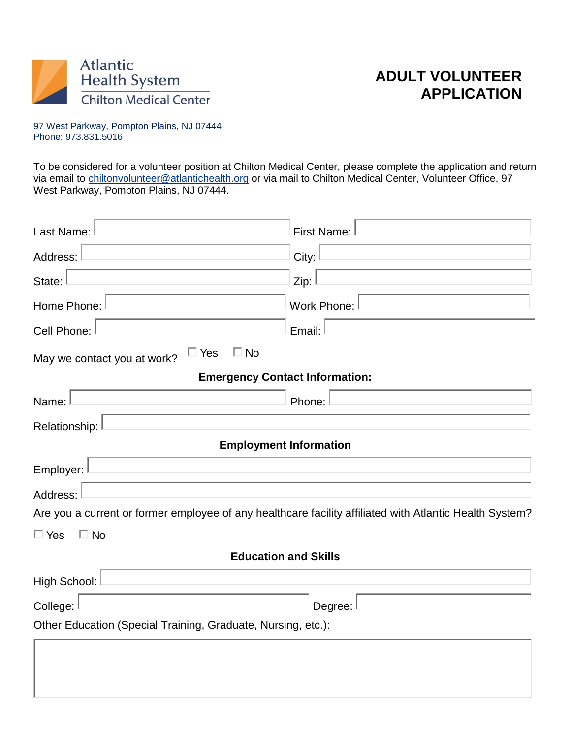Atlantic Health System
Chilton Medical Center

# ADULT VOLUNTEER APPLICATION

97 West Parkway, Pompton Plains, NJ 07444
Phone: 973.831.5016

To be considered for a volunteer position at Chilton Medical Center, please complete the application and return via email to chiltonvolunteer@atlantichealth.org or via mail to Chilton Medical Center, Volunteer Office, 97 West Parkway, Pompton Plains, NJ 07444.

Last Name: ____________________ First Name: ____________________

Address: ____________________ City: ____________________

State: ____________________ Zip: ____________________

Home Phone: ____________________ Work Phone: ____________________

Cell Phone: ____________________ Email: ____________________

May we contact you at work? ☐ Yes ☐ No

**Emergency Contact Information:**

Name: ____________________ Phone: ____________________

Relationship: ____________________

**Employment Information**

Employer: ____________________

Address: ____________________

Are you a current or former employee of any healthcare facility affiliated with Atlantic Health System?

☐ Yes ☐ No

**Education and Skills**

High School: ____________________

College: ____________________ Degree: ____________________

Other Education (Special Training, Graduate, Nursing, etc.):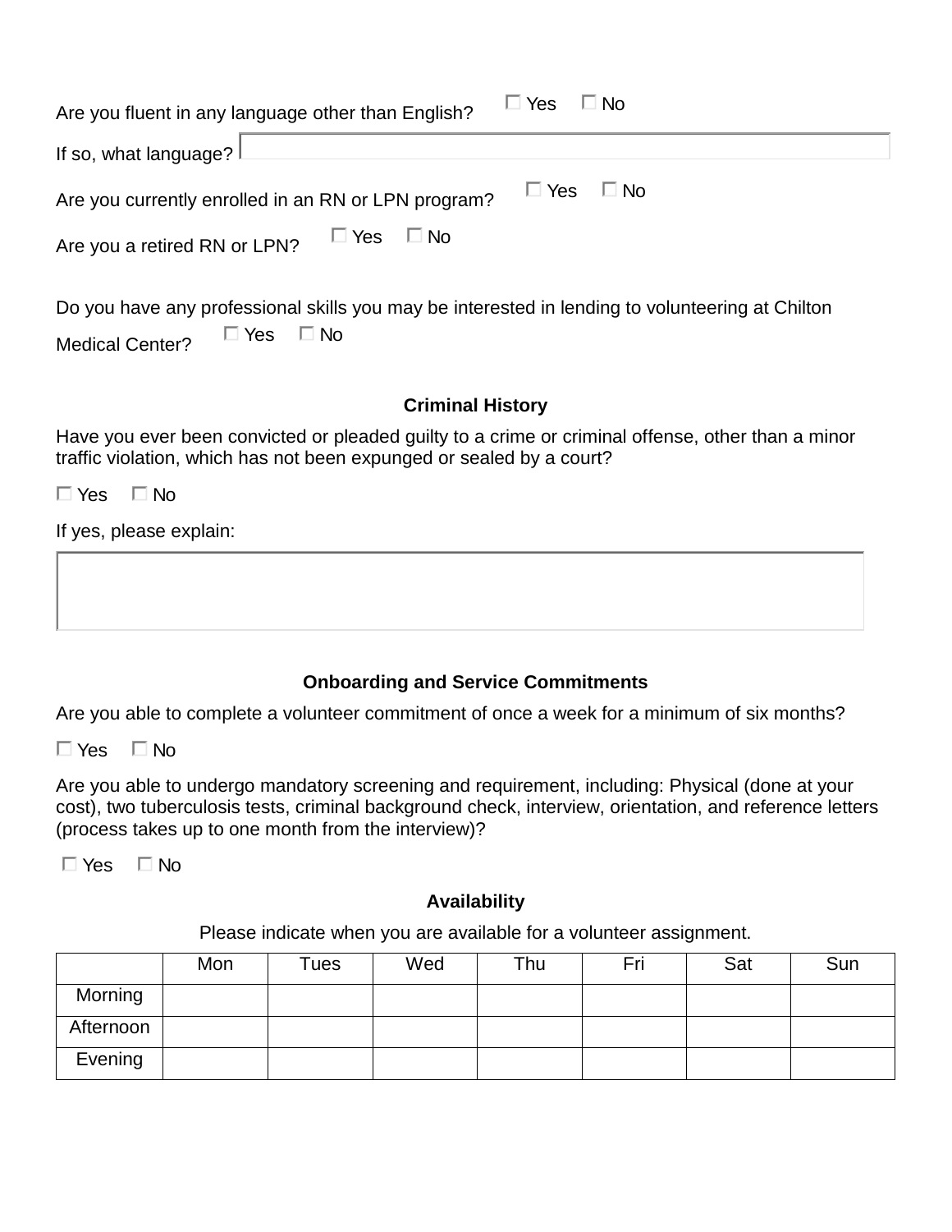Are you fluent in any language other than English? ☐ Yes ☐ No

If so, what language?

Are you currently enrolled in an RN or LPN program? ☐ Yes ☐ No

Are you a retired RN or LPN? ☐ Yes ☐ No

Do you have any professional skills you may be interested in lending to volunteering at Chilton Medical Center? ☐ Yes ☐ No

## Criminal History

Have you ever been convicted or pleaded guilty to a crime or criminal offense, other than a minor traffic violation, which has not been expunged or sealed by a court?

☐ Yes ☐ No

If yes, please explain:

## Onboarding and Service Commitments

Are you able to complete a volunteer commitment of once a week for a minimum of six months?

☐ Yes ☐ No

Are you able to undergo mandatory screening and requirement, including: Physical (done at your cost), two tuberculosis tests, criminal background check, interview, orientation, and reference letters (process takes up to one month from the interview)?

☐ Yes ☐ No

## Availability

Please indicate when you are available for a volunteer assignment.

| | Mon | Tues | Wed | Thu | Fri | Sat | Sun |
|---|---|---|---|---|---|---|---|
| Morning | | | | | | | |
| Afternoon | | | | | | | |
| Evening | | | | | | | |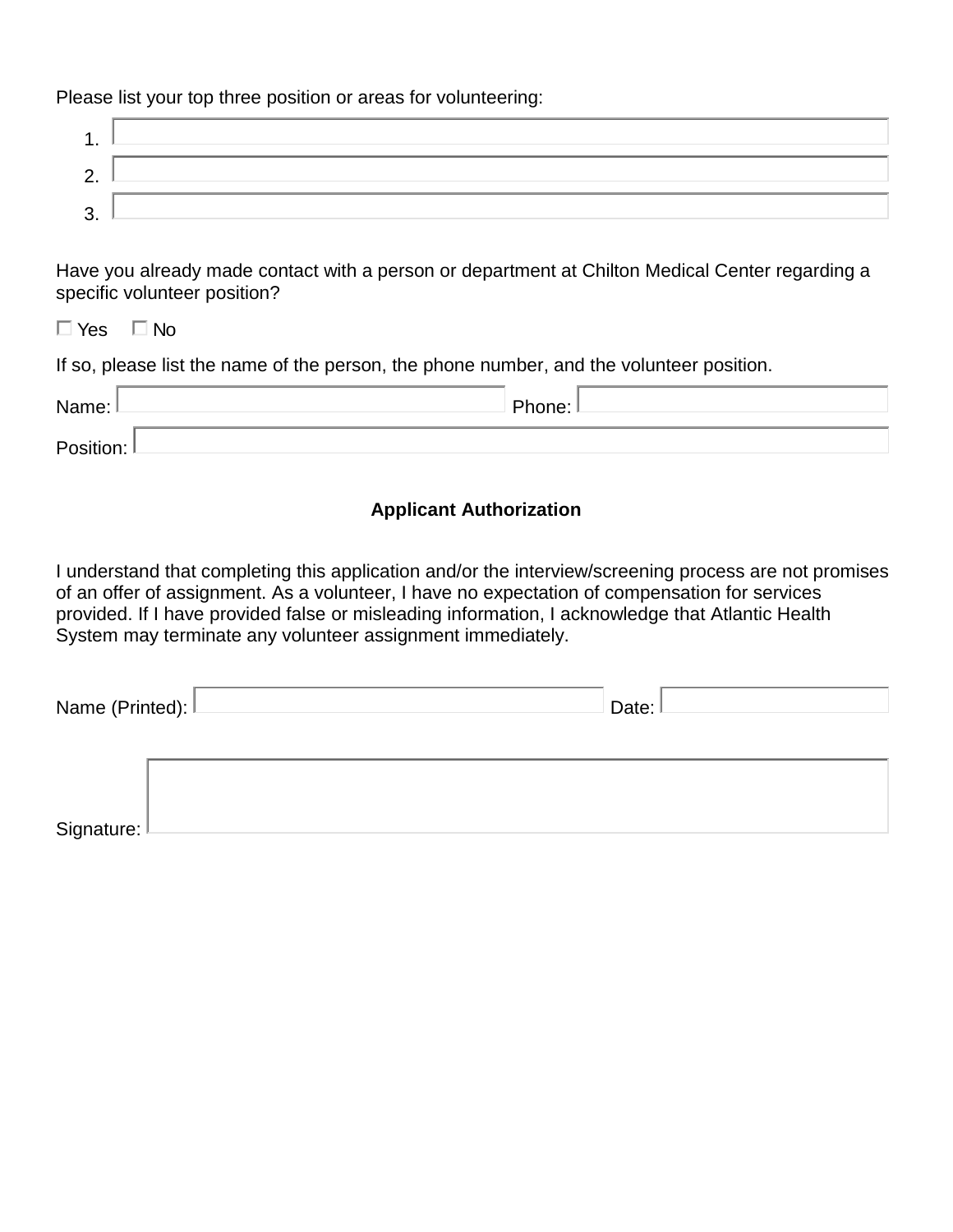Please list your top three position or areas for volunteering:

1. 
2. 
3. 

Have you already made contact with a person or department at Chilton Medical Center regarding a specific volunteer position?

☐ Yes ☐ No

If so, please list the name of the person, the phone number, and the volunteer position.

Name: Phone:

Position:

**Applicant Authorization**

I understand that completing this application and/or the interview/screening process are not promises of an offer of assignment. As a volunteer, I have no expectation of compensation for services provided. If I have provided false or misleading information, I acknowledge that Atlantic Health System may terminate any volunteer assignment immediately.

Name (Printed): Date:

Signature: